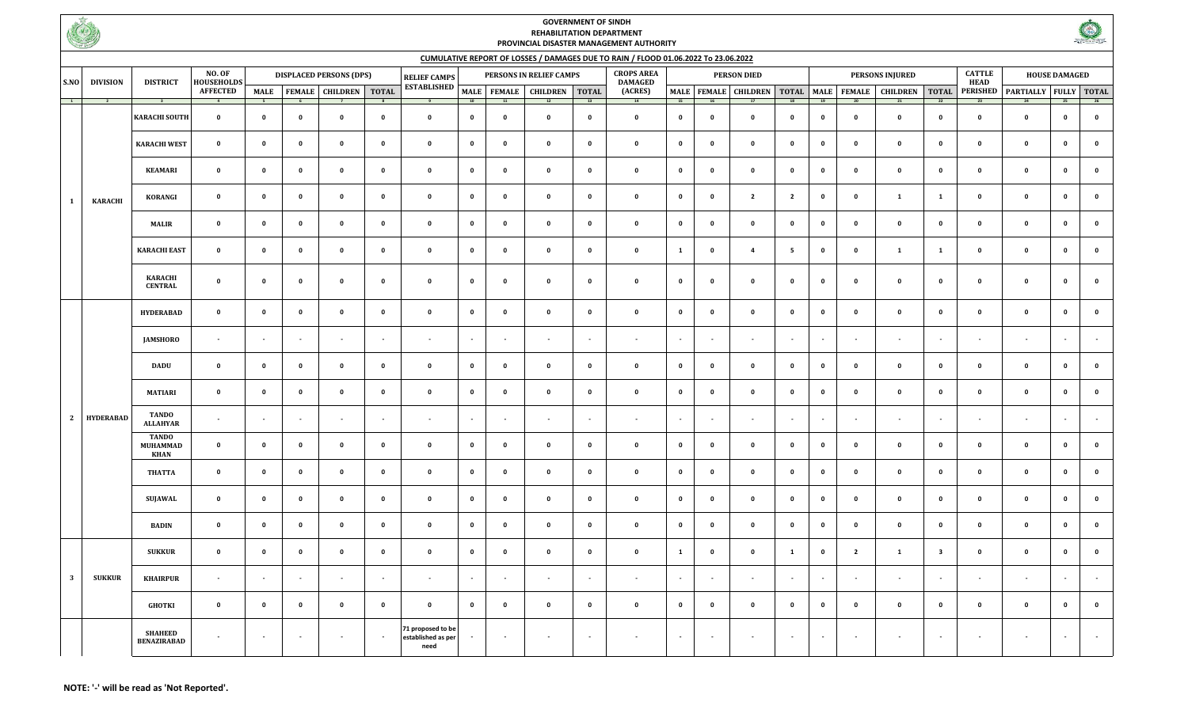# GOVERNMENT OF SINDH
## REHABILITATION DEPARTMENT
## PROVINCIAL DISASTER MANAGEMENT AUTHORITY

### CUMULATIVE REPORT OF LOSSES / DAMAGES DUE TO RAIN / FLOOD 01.06.2022 To 23.06.2022

| S.NO | DIVISION | DISTRICT | NO. OF HOUSEHOLDS AFFECTED | DISPLACED PERSONS (DPS) | | | | RELIEF CAMPS ESTABLISHED | PERSONS IN RELIEF CAMPS | | | | CROPS AREA DAMAGED (ACRES) | PERSON DIED | | | | PERSONS INJURED | | | | CATTLE HEAD PERISHED | HOUSE DAMAGED | | |
|---|---|---|---|---|---|---|---|---|---|---|---|---|---|---|---|---|---|---|---|---|---|---|---|---|---|
| | | | | MALE | FEMALE | CHILDREN | TOTAL | | MALE | FEMALE | CHILDREN | TOTAL | | MALE | FEMALE | CHILDREN | TOTAL | MALE | FEMALE | CHILDREN | TOTAL | | PARTIALLY | FULLY | TOTAL |
| 1 | 2 | 3 | 4 | 5 | 6 | 7 | 8 | 9 | 10 | 11 | 12 | 13 | 14 | 15 | 16 | 17 | 18 | 19 | 20 | 21 | 22 | 23 | 24 | 25 | 26 |
| 1 | KARACHI | KARACHI SOUTH | 0 | 0 | 0 | 0 | 0 | 0 | 0 | 0 | 0 | 0 | 0 | 0 | 0 | 0 | 0 | 0 | 0 | 0 | 0 | 0 | 0 | 0 | 0 |
| | | KARACHI WEST | 0 | 0 | 0 | 0 | 0 | 0 | 0 | 0 | 0 | 0 | 0 | 0 | 0 | 0 | 0 | 0 | 0 | 0 | 0 | 0 | 0 | 0 | 0 |
| | | KEAMARI | 0 | 0 | 0 | 0 | 0 | 0 | 0 | 0 | 0 | 0 | 0 | 0 | 0 | 0 | 0 | 0 | 0 | 0 | 0 | 0 | 0 | 0 | 0 |
| | | KORANGI | 0 | 0 | 0 | 0 | 0 | 0 | 0 | 0 | 0 | 0 | 0 | 0 | 0 | 2 | 2 | 0 | 0 | 1 | 1 | 0 | 0 | 0 | 0 |
| | | MALIR | 0 | 0 | 0 | 0 | 0 | 0 | 0 | 0 | 0 | 0 | 0 | 0 | 0 | 0 | 0 | 0 | 0 | 0 | 0 | 0 | 0 | 0 | 0 |
| | | KARACHI EAST | 0 | 0 | 0 | 0 | 0 | 0 | 0 | 0 | 0 | 0 | 0 | 1 | 0 | 4 | 5 | 0 | 0 | 1 | 1 | 0 | 0 | 0 | 0 |
| | | KARACHI CENTRAL | 0 | 0 | 0 | 0 | 0 | 0 | 0 | 0 | 0 | 0 | 0 | 0 | 0 | 0 | 0 | 0 | 0 | 0 | 0 | 0 | 0 | 0 | 0 |
| 2 | HYDERABAD | HYDERABAD | 0 | 0 | 0 | 0 | 0 | 0 | 0 | 0 | 0 | 0 | 0 | 0 | 0 | 0 | 0 | 0 | 0 | 0 | 0 | 0 | 0 | 0 | 0 |
| | | JAMSHORO | - | - | - | - | - | - | - | - | - | - | - | - | - | - | - | - | - | - | - | - | - | - | - |
| | | DADU | 0 | 0 | 0 | 0 | 0 | 0 | 0 | 0 | 0 | 0 | 0 | 0 | 0 | 0 | 0 | 0 | 0 | 0 | 0 | 0 | 0 | 0 | 0 |
| | | MATIARI | 0 | 0 | 0 | 0 | 0 | 0 | 0 | 0 | 0 | 0 | 0 | 0 | 0 | 0 | 0 | 0 | 0 | 0 | 0 | 0 | 0 | 0 | 0 |
| | | TANDO ALLAHYAR | - | - | - | - | - | - | - | - | - | - | - | - | - | - | - | - | - | - | - | - | - | - | - |
| | | TANDO MUHAMMAD KHAN | 0 | 0 | 0 | 0 | 0 | 0 | 0 | 0 | 0 | 0 | 0 | 0 | 0 | 0 | 0 | 0 | 0 | 0 | 0 | 0 | 0 | 0 | 0 |
| | | THATTA | 0 | 0 | 0 | 0 | 0 | 0 | 0 | 0 | 0 | 0 | 0 | 0 | 0 | 0 | 0 | 0 | 0 | 0 | 0 | 0 | 0 | 0 | 0 |
| | | SUJAWAL | 0 | 0 | 0 | 0 | 0 | 0 | 0 | 0 | 0 | 0 | 0 | 0 | 0 | 0 | 0 | 0 | 0 | 0 | 0 | 0 | 0 | 0 | 0 |
| | | BADIN | 0 | 0 | 0 | 0 | 0 | 0 | 0 | 0 | 0 | 0 | 0 | 0 | 0 | 0 | 0 | 0 | 0 | 0 | 0 | 0 | 0 | 0 | 0 |
| 3 | SUKKUR | SUKKUR | 0 | 0 | 0 | 0 | 0 | 0 | 0 | 0 | 0 | 0 | 0 | 1 | 0 | 0 | 1 | 0 | 2 | 1 | 3 | 0 | 0 | 0 | 0 |
| | | KHAIRPUR | - | - | - | - | - | - | - | - | - | - | - | - | - | - | - | - | - | - | - | - | - | - | - |
| | | GHOTKI | 0 | 0 | 0 | 0 | 0 | 0 | 0 | 0 | 0 | 0 | 0 | 0 | 0 | 0 | 0 | 0 | 0 | 0 | 0 | 0 | 0 | 0 | 0 |
| | | SHAHEED BENAZIRABAD | - | - | - | - | - | 71 proposed to be established as per need | - | - | - | - | - | - | - | - | - | - | - | - | - | - | - | - | - |

**NOTE: '-' will be read as 'Not Reported'.**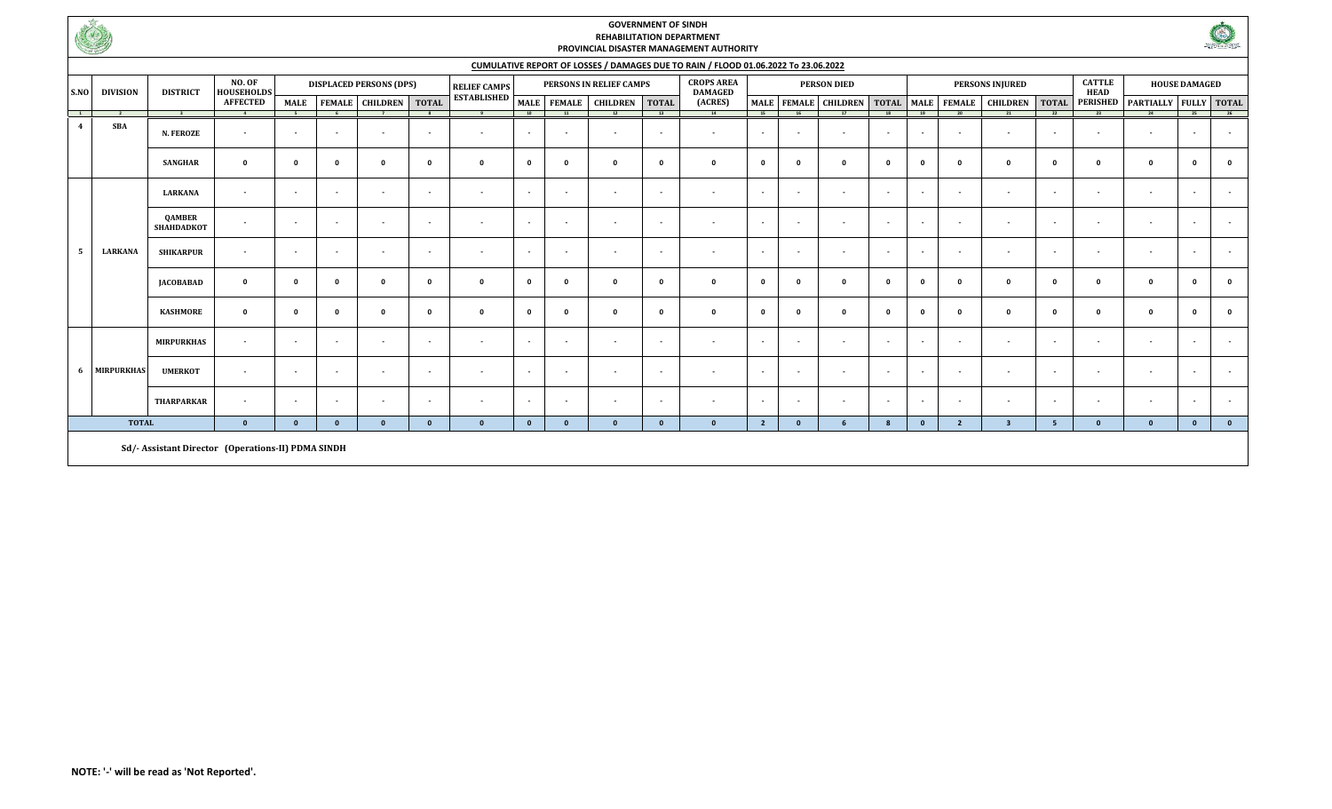GOVERNMENT OF SINDH
REHABILITATION DEPARTMENT
PROVINCIAL DISASTER MANAGEMENT AUTHORITY

CUMULATIVE REPORT OF LOSSES / DAMAGES DUE TO RAIN / FLOOD 01.06.2022 To 23.06.2022

| S.NO | DIVISION | DISTRICT | NO. OF HOUSEHOLDS AFFECTED | DISPLACED PERSONS (DPS) | | | | RELIEF CAMPS ESTABLISHED | PERSONS IN RELIEF CAMPS | | | | CROPS AREA DAMAGED (ACRES) | PERSON DIED | | | | PERSONS INJURED | | | | CATTLE HEAD PERISHED | HOUSE DAMAGED | | |
|---|---|---|---|---|---|---|---|---|---|---|---|---|---|---|---|---|---|---|---|---|---|---|---|---|---|
| | | | | MALE | FEMALE | CHILDREN | TOTAL | | MALE | FEMALE | CHILDREN | TOTAL | | MALE | FEMALE | CHILDREN | TOTAL | MALE | FEMALE | CHILDREN | TOTAL | | PARTIALLY | FULLY | TOTAL |
| 1 | 2 | 3 | 4 | 5 | 6 | 7 | 8 | 9 | 10 | 11 | 12 | 13 | 14 | 15 | 16 | 17 | 18 | 19 | 20 | 21 | 22 | 23 | 24 | 25 | 26 |
| 4 | SBA | N. FEROZE | - | - | - | - | - | - | - | - | - | - | - | - | - | - | - | - | - | - | - | - | - | - | - |
| | | SANGHAR | 0 | 0 | 0 | 0 | 0 | 0 | 0 | 0 | 0 | 0 | 0 | 0 | 0 | 0 | 0 | 0 | 0 | 0 | 0 | 0 | 0 | 0 | 0 |
| 5 | LARKANA | LARKANA | - | - | - | - | - | - | - | - | - | - | - | - | - | - | - | - | - | - | - | - | - | - | - |
| | | QAMBER SHAHDADKOT | - | - | - | - | - | - | - | - | - | - | - | - | - | - | - | - | - | - | - | - | - | - | - |
| | | SHIKARPUR | - | - | - | - | - | - | - | - | - | - | - | - | - | - | - | - | - | - | - | - | - | - | - |
| | | JACOBABAD | 0 | 0 | 0 | 0 | 0 | 0 | 0 | 0 | 0 | 0 | 0 | 0 | 0 | 0 | 0 | 0 | 0 | 0 | 0 | 0 | 0 | 0 | 0 |
| | | KASHMORE | 0 | 0 | 0 | 0 | 0 | 0 | 0 | 0 | 0 | 0 | 0 | 0 | 0 | 0 | 0 | 0 | 0 | 0 | 0 | 0 | 0 | 0 | 0 |
| 6 | MIRPURKHAS | MIRPURKHAS | - | - | - | - | - | - | - | - | - | - | - | - | - | - | - | - | - | - | - | - | - | - | - |
| | | UMERKOT | - | - | - | - | - | - | - | - | - | - | - | - | - | - | - | - | - | - | - | - | - | - | - |
| | | THARPARKAR | - | - | - | - | - | - | - | - | - | - | - | - | - | - | - | - | - | - | - | - | - | - | - |
| TOTAL | | | 0 | 0 | 0 | 0 | 0 | 0 | 0 | 0 | 0 | 0 | 0 | 2 | 0 | 6 | 8 | 0 | 2 | 3 | 5 | 0 | 0 | 0 | 0 |

**Sd/- Assistant Director (Operations-II) PDMA SINDH**

**NOTE: '-' will be read as 'Not Reported'.**